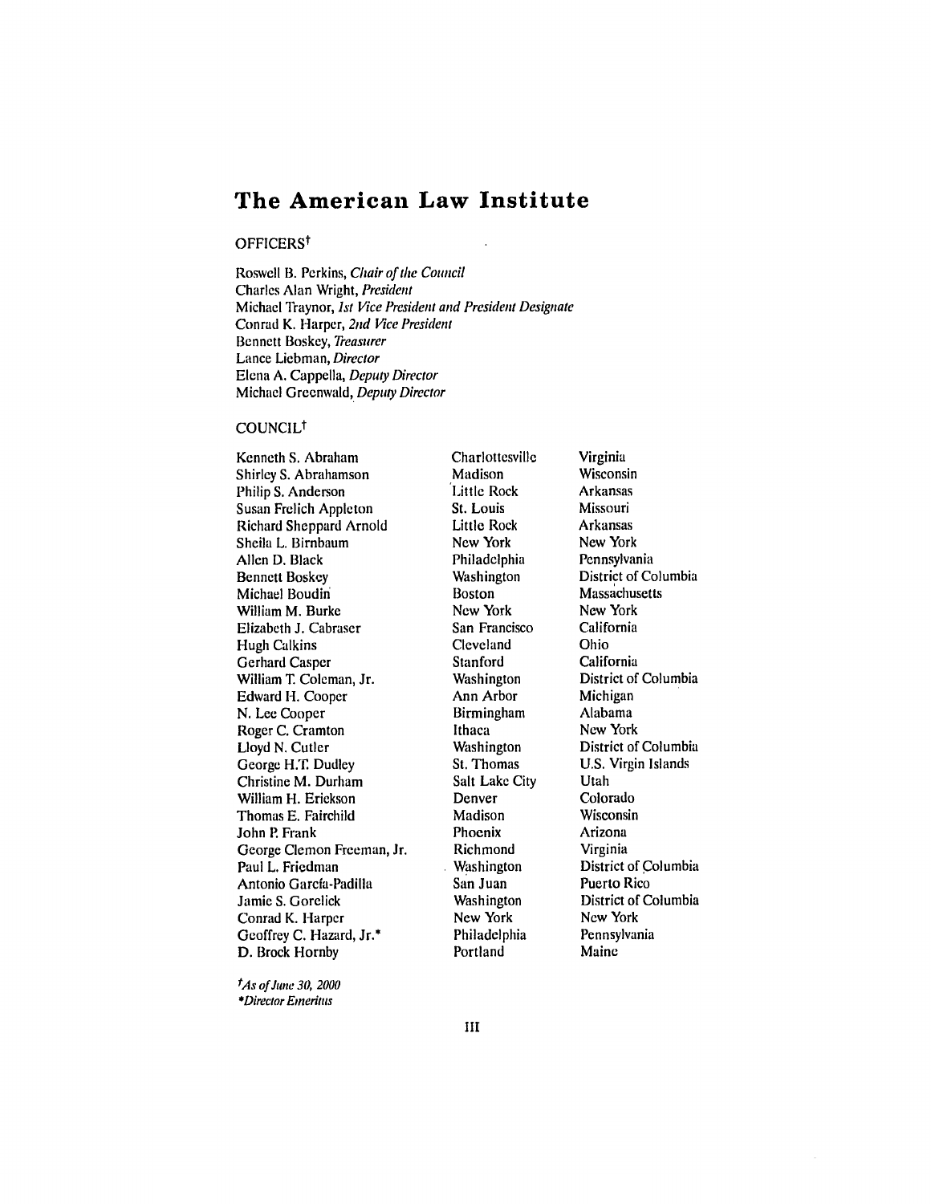# The American Law Institute

OFFICERS†

Roswell B. Perkins, *Chair of the Council*
Charles Alan Wright, *President*
Michael Traynor, *1st Vice President and President Designate*
Conrad K. Harper, *2nd Vice President*
Bennett Boskey, *Treasurer*
Lance Liebman, *Director*
Elena A. Cappella, *Deputy Director*
Michael Greenwald, *Deputy Director*

COUNCIL†

| | | |
|---|---|---|
| Kenneth S. Abraham | Charlottesville | Virginia |
| Shirley S. Abrahamson | Madison | Wisconsin |
| Philip S. Anderson | Little Rock | Arkansas |
| Susan Frelich Appleton | St. Louis | Missouri |
| Richard Sheppard Arnold | Little Rock | Arkansas |
| Sheila L. Birnbaum | New York | New York |
| Allen D. Black | Philadelphia | Pennsylvania |
| Bennett Boskey | Washington | District of Columbia |
| Michael Boudin | Boston | Massachusetts |
| William M. Burke | New York | New York |
| Elizabeth J. Cabraser | San Francisco | California |
| Hugh Calkins | Cleveland | Ohio |
| Gerhard Casper | Stanford | California |
| William T. Coleman, Jr. | Washington | District of Columbia |
| Edward H. Cooper | Ann Arbor | Michigan |
| N. Lee Cooper | Birmingham | Alabama |
| Roger C. Cramton | Ithaca | New York |
| Lloyd N. Cutler | Washington | District of Columbia |
| George H.T. Dudley | St. Thomas | U.S. Virgin Islands |
| Christine M. Durham | Salt Lake City | Utah |
| William H. Erickson | Denver | Colorado |
| Thomas E. Fairchild | Madison | Wisconsin |
| John P. Frank | Phoenix | Arizona |
| George Clemon Freeman, Jr. | Richmond | Virginia |
| Paul L. Friedman | Washington | District of Columbia |
| Antonio García-Padilla | San Juan | Puerto Rico |
| Jamie S. Gorelick | Washington | District of Columbia |
| Conrad K. Harper | New York | New York |
| Geoffrey C. Hazard, Jr.* | Philadelphia | Pennsylvania |
| D. Brock Hornby | Portland | Maine |

*†As of June 30, 2000*
*\*Director Emeritus*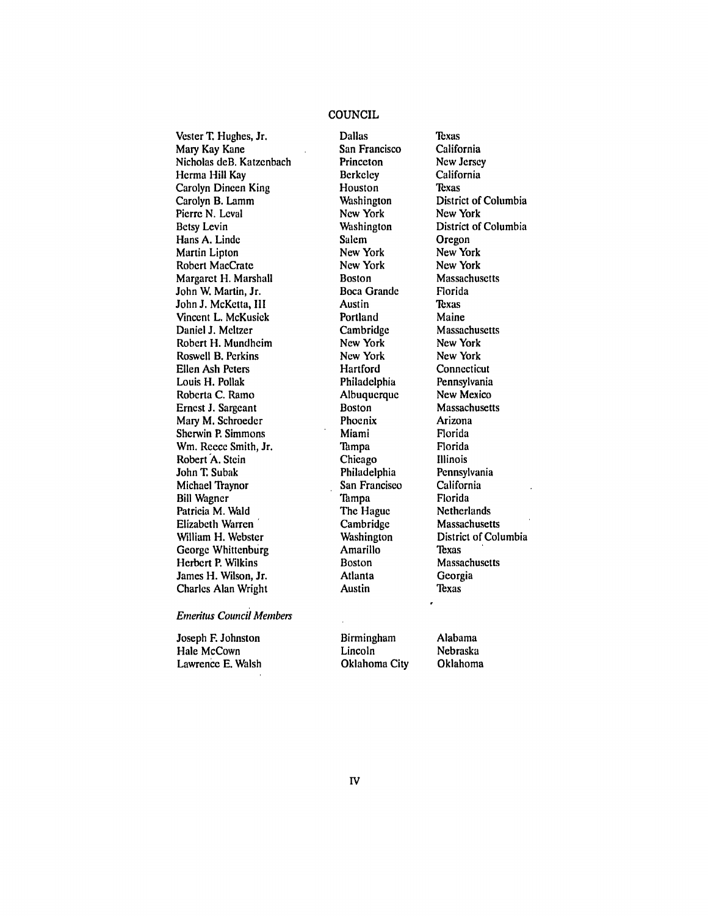## COUNCIL

| | | |
|---|---|---|
| Vester T. Hughes, Jr. | Dallas | Texas |
| Mary Kay Kane | San Francisco | California |
| Nicholas deB. Katzenbach | Princeton | New Jersey |
| Herma Hill Kay | Berkeley | California |
| Carolyn Dineen King | Houston | Texas |
| Carolyn B. Lamm | Washington | District of Columbia |
| Pierre N. Leval | New York | New York |
| Betsy Levin | Washington | District of Columbia |
| Hans A. Linde | Salem | Oregon |
| Martin Lipton | New York | New York |
| Robert MacCrate | New York | New York |
| Margaret H. Marshall | Boston | Massachusetts |
| John W. Martin, Jr. | Boca Grande | Florida |
| John J. McKetta, III | Austin | Texas |
| Vincent L. McKusick | Portland | Maine |
| Daniel J. Meltzer | Cambridge | Massachusetts |
| Robert H. Mundheim | New York | New York |
| Roswell B. Perkins | New York | New York |
| Ellen Ash Peters | Hartford | Connecticut |
| Louis H. Pollak | Philadelphia | Pennsylvania |
| Roberta C. Ramo | Albuquerque | New Mexico |
| Ernest J. Sargeant | Boston | Massachusetts |
| Mary M. Schroeder | Phoenix | Arizona |
| Sherwin P. Simmons | Miami | Florida |
| Wm. Reece Smith, Jr. | Tampa | Florida |
| Robert A. Stein | Chicago | Illinois |
| John T. Subak | Philadelphia | Pennsylvania |
| Michael Traynor | San Francisco | California |
| Bill Wagner | Tampa | Florida |
| Patricia M. Wald | The Hague | Netherlands |
| Elizabeth Warren | Cambridge | Massachusetts |
| William H. Webster | Washington | District of Columbia |
| George Whittenburg | Amarillo | Texas |
| Herbert P. Wilkins | Boston | Massachusetts |
| James H. Wilson, Jr. | Atlanta | Georgia |
| Charles Alan Wright | Austin | Texas |

*Emeritus Council Members*

| | | |
|---|---|---|
| Joseph F. Johnston | Birmingham | Alabama |
| Hale McCown | Lincoln | Nebraska |
| Lawrence E. Walsh | Oklahoma City | Oklahoma |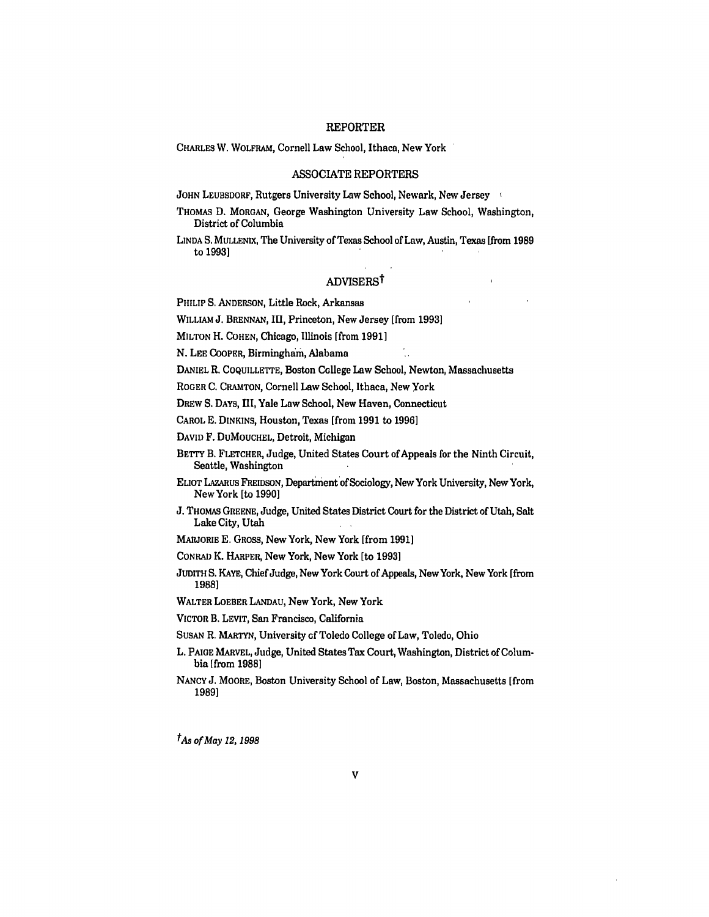## REPORTER

CHARLES W. WOLFRAM, Cornell Law School, Ithaca, New York

## ASSOCIATE REPORTERS

JOHN LEUBSDORF, Rutgers University Law School, Newark, New Jersey

THOMAS D. MORGAN, George Washington University Law School, Washington, District of Columbia

LINDA S. MULLENIX, The University of Texas School of Law, Austin, Texas [from 1989 to 1993]

## ADVISERS†

PHILIP S. ANDERSON, Little Rock, Arkansas

WILLIAM J. BRENNAN, III, Princeton, New Jersey [from 1993]

MILTON H. COHEN, Chicago, Illinois [from 1991]

N. LEE COOPER, Birmingham, Alabama

DANIEL R. COQUILLETTE, Boston College Law School, Newton, Massachusetts

ROGER C. CRAMTON, Cornell Law School, Ithaca, New York

DREW S. DAYS, III, Yale Law School, New Haven, Connecticut

CAROL E. DINKINS, Houston, Texas [from 1991 to 1996]

DAVID F. DUMOUCHEL, Detroit, Michigan

BETTY B. FLETCHER, Judge, United States Court of Appeals for the Ninth Circuit, Seattle, Washington

ELIOT LAZARUS FREIDSON, Department of Sociology, New York University, New York, New York [to 1990]

J. THOMAS GREENE, Judge, United States District Court for the District of Utah, Salt Lake City, Utah

MARJORIE E. GROSS, New York, New York [from 1991]

CONRAD K. HARPER, New York, New York [to 1993]

JUDITH S. KAYE, Chief Judge, New York Court of Appeals, New York, New York [from 1988]

WALTER LOEBER LANDAU, New York, New York

VICTOR B. LEVIT, San Francisco, California

SUSAN R. MARTYN, University of Toledo College of Law, Toledo, Ohio

L. PAIGE MARVEL, Judge, United States Tax Court, Washington, District of Columbia [from 1988]

NANCY J. MOORE, Boston University School of Law, Boston, Massachusetts [from 1989]

*†As of May 12, 1998*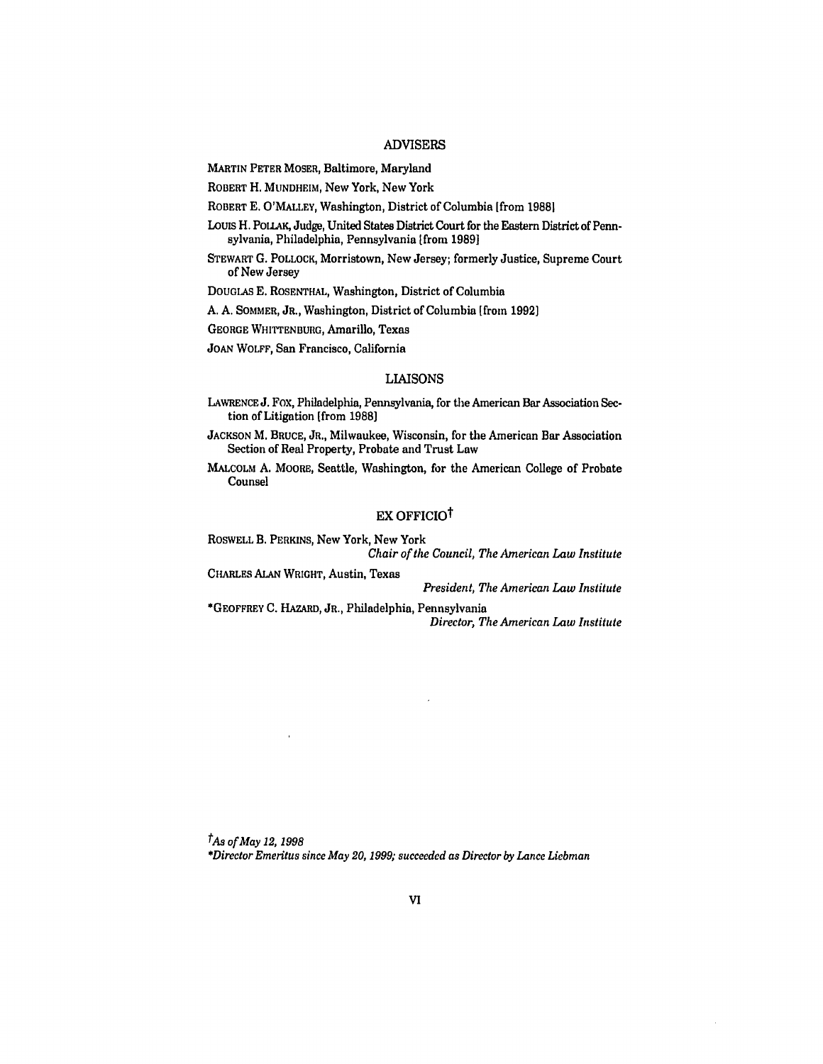## ADVISERS

MARTIN PETER MOSER, Baltimore, Maryland

ROBERT H. MUNDHEIM, New York, New York

ROBERT E. O'MALLEY, Washington, District of Columbia [from 1988]

LOUIS H. POLLAK, Judge, United States District Court for the Eastern District of Pennsylvania, Philadelphia, Pennsylvania [from 1989]

STEWART G. POLLOCK, Morristown, New Jersey; formerly Justice, Supreme Court of New Jersey

DOUGLAS E. ROSENTHAL, Washington, District of Columbia

A. A. SOMMER, JR., Washington, District of Columbia [from 1992]

GEORGE WHITTENBURG, Amarillo, Texas

JOAN WOLFF, San Francisco, California

## LIAISONS

LAWRENCE J. FOX, Philadelphia, Pennsylvania, for the American Bar Association Section of Litigation [from 1988]

JACKSON M. BRUCE, JR., Milwaukee, Wisconsin, for the American Bar Association Section of Real Property, Probate and Trust Law

MALCOLM A. MOORE, Seattle, Washington, for the American College of Probate Counsel

## EX OFFICIO†

ROSWELL B. PERKINS, New York, New York
*Chair of the Council, The American Law Institute*

CHARLES ALAN WRIGHT, Austin, Texas
*President, The American Law Institute*

*GEOFFREY C. HAZARD, JR., Philadelphia, Pennsylvania
*Director, The American Law Institute*

*†As of May 12, 1998*

*\*Director Emeritus since May 20, 1999; succeeded as Director by Lance Liebman*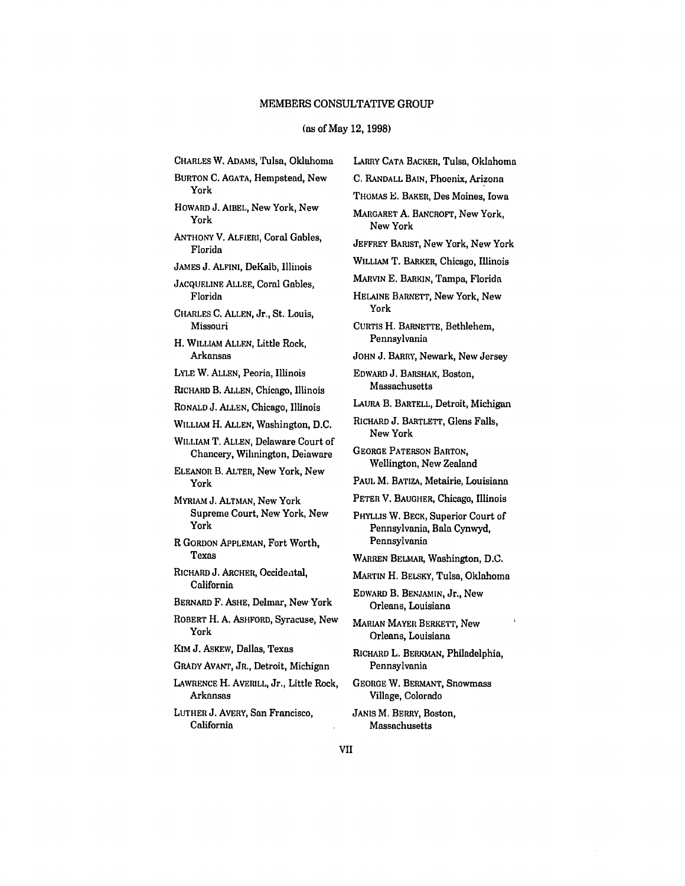## MEMBERS CONSULTATIVE GROUP

(as of May 12, 1998)

CHARLES W. ADAMS, Tulsa, Oklahoma

BURTON C. AGATA, Hempstead, New York

HOWARD J. AIBEL, New York, New York

ANTHONY V. ALFIERI, Coral Gables, Florida

JAMES J. ALFINI, DeKalb, Illinois

JACQUELINE ALLEE, Coral Gables, Florida

CHARLES C. ALLEN, Jr., St. Louis, Missouri

H. WILLIAM ALLEN, Little Rock, Arkansas

LYLE W. ALLEN, Peoria, Illinois

RICHARD B. ALLEN, Chicago, Illinois

RONALD J. ALLEN, Chicago, Illinois

WILLIAM H. ALLEN, Washington, D.C.

WILLIAM T. ALLEN, Delaware Court of Chancery, Wilmington, Delaware

ELEANOR B. ALTER, New York, New York

MYRIAM J. ALTMAN, New York Supreme Court, New York, New York

R GORDON APPLEMAN, Fort Worth, Texas

RICHARD J. ARCHER, Occidental, California

BERNARD F. ASHE, Delmar, New York

ROBERT H. A. ASHFORD, Syracuse, New York

KIM J. ASKEW, Dallas, Texas

GRADY AVANT, JR., Detroit, Michigan

LAWRENCE H. AVERILL, Jr., Little Rock, Arkansas

LUTHER J. AVERY, San Francisco, California

LARRY CATA BACKER, Tulsa, Oklahoma

C. RANDALL BAIN, Phoenix, Arizona

THOMAS E. BAKER, Des Moines, Iowa

MARGARET A. BANCROFT, New York, New York

JEFFREY BARIST, New York, New York

WILLIAM T. BARKER, Chicago, Illinois

MARVIN E. BARKIN, Tampa, Florida

HELAINE BARNETT, New York, New York

CURTIS H. BARNETTE, Bethlehem, Pennsylvania

JOHN J. BARRY, Newark, New Jersey

EDWARD J. BARSHAK, Boston, Massachusetts

LAURA B. BARTELL, Detroit, Michigan

RICHARD J. BARTLETT, Glens Falls, New York

GEORGE PATERSON BARTON, Wellington, New Zealand

PAUL M. BATIZA, Metairie, Louisiana

PETER V. BAUGHER, Chicago, Illinois

PHYLLIS W. BECK, Superior Court of Pennsylvania, Bala Cynwyd, Pennsylvania

WARREN BELMAR, Washington, D.C.

MARTIN H. BELSKY, Tulsa, Oklahoma

EDWARD B. BENJAMIN, Jr., New Orleans, Louisiana

MARIAN MAYER BERKETT, New Orleans, Louisiana

RICHARD L. BERKMAN, Philadelphia, Pennsylvania

GEORGE W. BERMANT, Snowmass Village, Colorado

JANIS M. BERRY, Boston, Massachusetts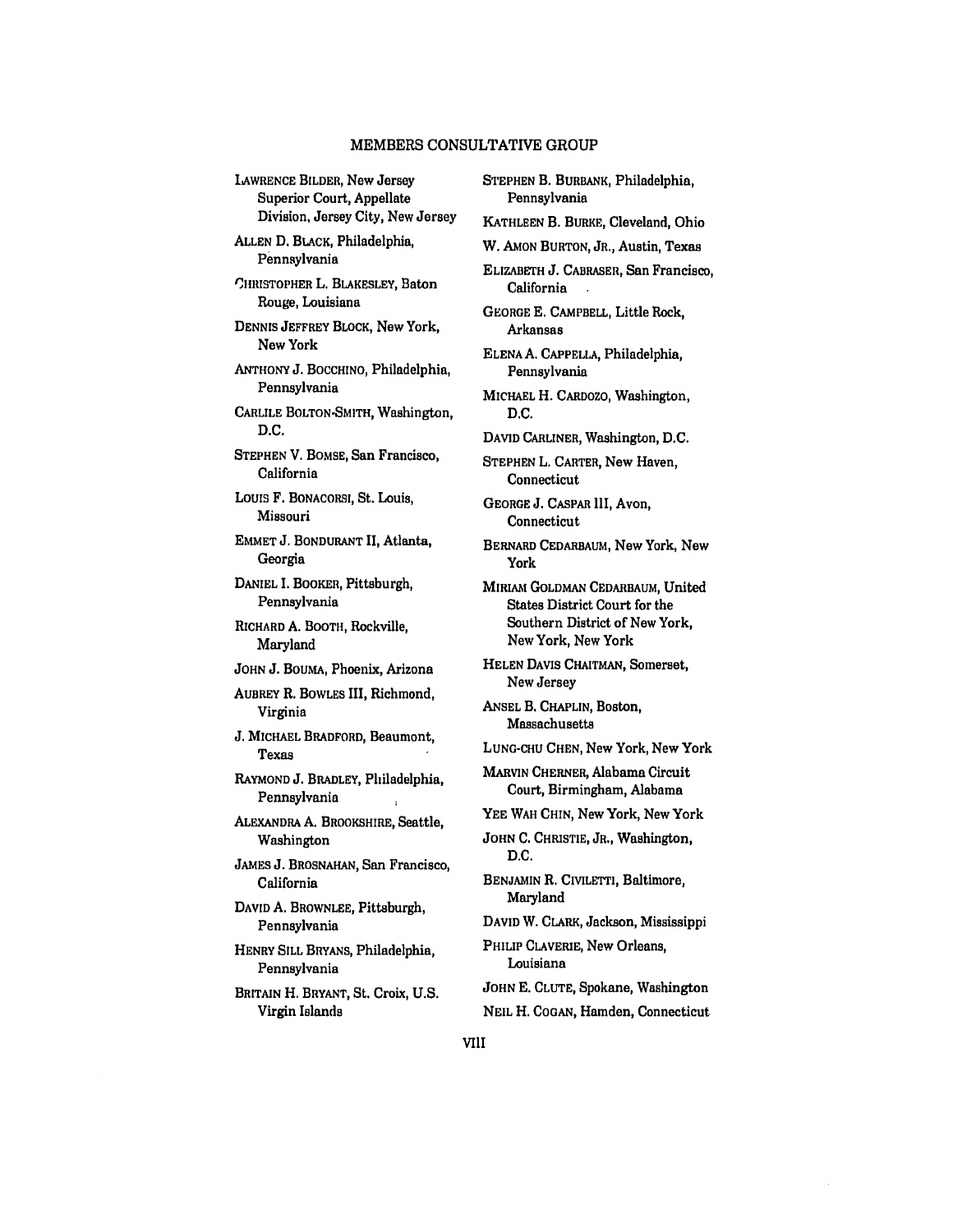## MEMBERS CONSULTATIVE GROUP

LAWRENCE BILDER, New Jersey Superior Court, Appellate Division, Jersey City, New Jersey

ALLEN D. BLACK, Philadelphia, Pennsylvania

CHRISTOPHER L. BLAKESLEY, Baton Rouge, Louisiana

DENNIS JEFFREY BLOCK, New York, New York

ANTHONY J. BOCCHINO, Philadelphia, Pennsylvania

CARLILE BOLTON-SMITH, Washington, D.C.

STEPHEN V. BOMSE, San Francisco, California

LOUIS F. BONACORSI, St. Louis, Missouri

EMMET J. BONDURANT II, Atlanta, Georgia

DANIEL I. BOOKER, Pittsburgh, Pennsylvania

RICHARD A. BOOTH, Rockville, Maryland

JOHN J. BOUMA, Phoenix, Arizona

AUBREY R. BOWLES III, Richmond, Virginia

J. MICHAEL BRADFORD, Beaumont, Texas

RAYMOND J. BRADLEY, Philadelphia, Pennsylvania

ALEXANDRA A. BROOKSHIRE, Seattle, Washington

JAMES J. BROSNAHAN, San Francisco, California

DAVID A. BROWNLEE, Pittsburgh, Pennsylvania

HENRY SILL BRYANS, Philadelphia, Pennsylvania

BRITAIN H. BRYANT, St. Croix, U.S. Virgin Islands

STEPHEN B. BURBANK, Philadelphia, Pennsylvania

KATHLEEN B. BURKE, Cleveland, Ohio

W. AMON BURTON, JR., Austin, Texas

ELIZABETH J. CABRASER, San Francisco, California

GEORGE E. CAMPBELL, Little Rock, Arkansas

ELENA A. CAPPELLA, Philadelphia, Pennsylvania

MICHAEL H. CARDOZO, Washington, D.C.

DAVID CARLINER, Washington, D.C.

STEPHEN L. CARTER, New Haven, Connecticut

GEORGE J. CASPAR III, Avon, Connecticut

BERNARD CEDARBAUM, New York, New York

MIRIAM GOLDMAN CEDARBAUM, United States District Court for the Southern District of New York, New York, New York

HELEN DAVIS CHAITMAN, Somerset, New Jersey

ANSEL B. CHAPLIN, Boston, Massachusetts

LUNG-CHU CHEN, New York, New York

MARVIN CHERNER, Alabama Circuit Court, Birmingham, Alabama

YEE WAH CHIN, New York, New York

JOHN C. CHRISTIE, JR., Washington, D.C.

BENJAMIN R. CIVILETTI, Baltimore, Maryland

DAVID W. CLARK, Jackson, Mississippi

PHILIP CLAVERIE, New Orleans, Louisiana

JOHN E. CLUTE, Spokane, Washington

NEIL H. COGAN, Hamden, Connecticut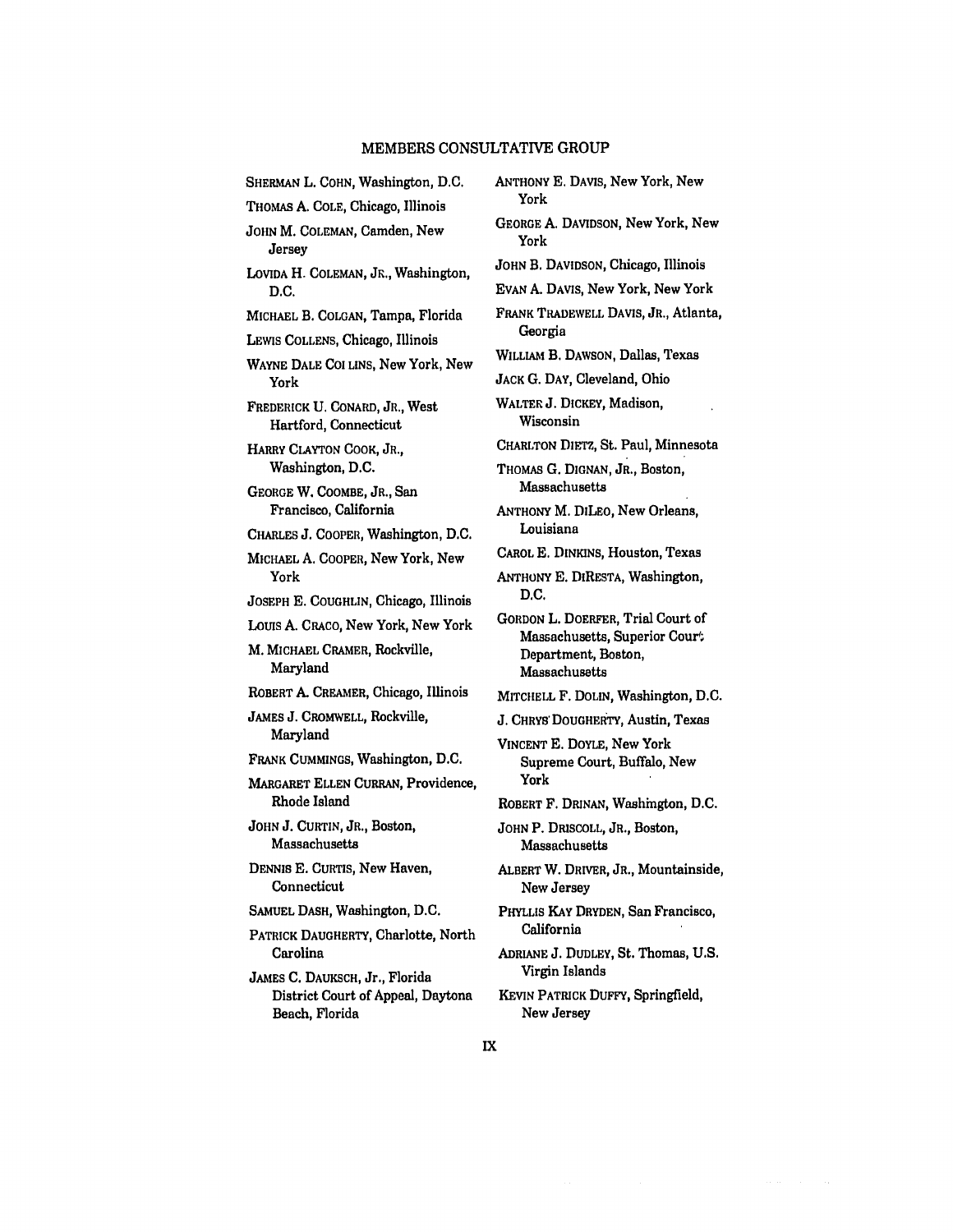## MEMBERS CONSULTATIVE GROUP

SHERMAN L. COHN, Washington, D.C.

THOMAS A. COLE, Chicago, Illinois

JOHN M. COLEMAN, Camden, New Jersey

LOVIDA H. COLEMAN, JR., Washington, D.C.

MICHAEL B. COLGAN, Tampa, Florida

LEWIS COLLENS, Chicago, Illinois

WAYNE DALE COLLINS, New York, New York

FREDERICK U. CONARD, JR., West Hartford, Connecticut

HARRY CLAYTON COOK, JR., Washington, D.C.

GEORGE W. COOMBE, JR., San Francisco, California

CHARLES J. COOPER, Washington, D.C.

MICHAEL A. COOPER, New York, New York

JOSEPH E. COUGHLIN, Chicago, Illinois

LOUIS A. CRACO, New York, New York

M. MICHAEL CRAMER, Rockville, Maryland

ROBERT A. CREAMER, Chicago, Illinois

JAMES J. CROMWELL, Rockville, Maryland

FRANK CUMMINGS, Washington, D.C.

MARGARET ELLEN CURRAN, Providence, Rhode Island

JOHN J. CURTIN, JR., Boston, Massachusetts

DENNIS E. CURTIS, New Haven, Connecticut

SAMUEL DASH, Washington, D.C.

PATRICK DAUGHERTY, Charlotte, North Carolina

JAMES C. DAUKSCH, Jr., Florida District Court of Appeal, Daytona Beach, Florida

ANTHONY E. DAVIS, New York, New York

GEORGE A. DAVIDSON, New York, New York

JOHN B. DAVIDSON, Chicago, Illinois

EVAN A. DAVIS, New York, New York

FRANK TRADEWELL DAVIS, JR., Atlanta, Georgia

WILLIAM B. DAWSON, Dallas, Texas

JACK G. DAY, Cleveland, Ohio

WALTER J. DICKEY, Madison, Wisconsin

CHARLTON DIETZ, St. Paul, Minnesota

THOMAS G. DIGNAN, JR., Boston, Massachusetts

ANTHONY M. DILEO, New Orleans, Louisiana

CAROL E. DINKINS, Houston, Texas

ANTHONY E. DIRESTA, Washington, D.C.

GORDON L. DOERFER, Trial Court of Massachusetts, Superior Court Department, Boston, Massachusetts

MITCHELL F. DOLIN, Washington, D.C.

J. CHRYS DOUGHERTY, Austin, Texas

VINCENT E. DOYLE, New York Supreme Court, Buffalo, New York

ROBERT F. DRINAN, Washington, D.C.

JOHN P. DRISCOLL, JR., Boston, Massachusetts

ALBERT W. DRIVER, JR., Mountainside, New Jersey

PHYLLIS KAY DRYDEN, San Francisco, California

ADRIANE J. DUDLEY, St. Thomas, U.S. Virgin Islands

KEVIN PATRICK DUFFY, Springfield, New Jersey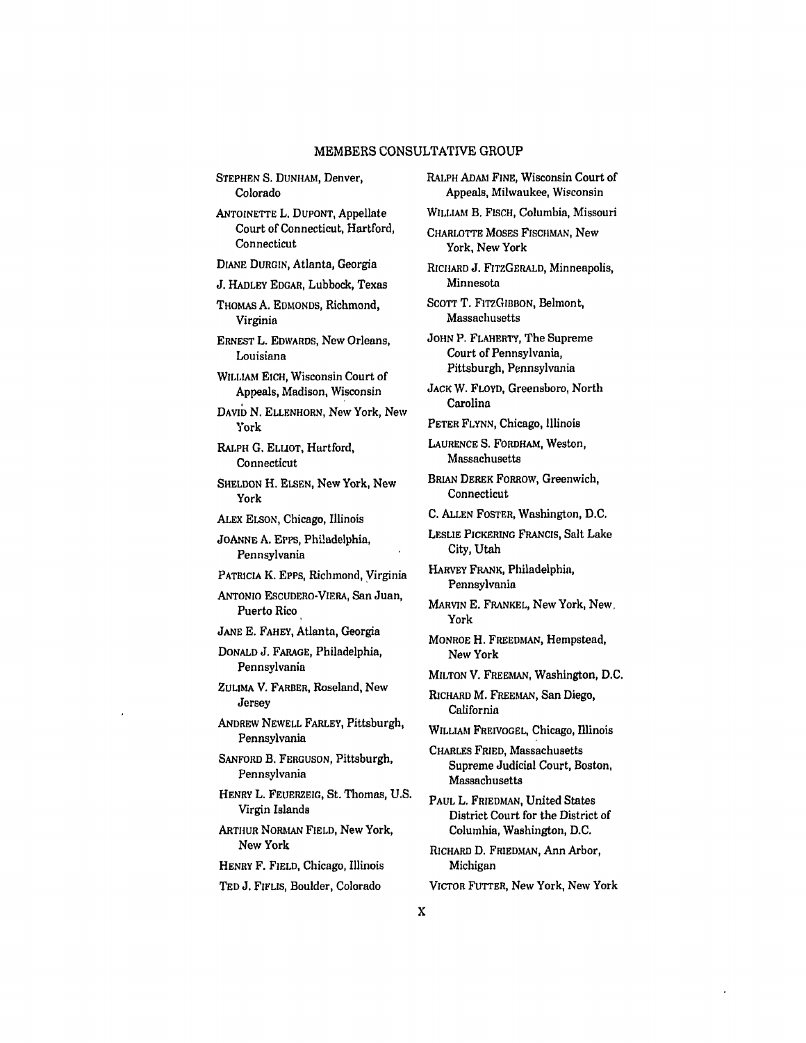MEMBERS CONSULTATIVE GROUP

STEPHEN S. DUNHAM, Denver, Colorado

ANTOINETTE L. DUPONT, Appellate Court of Connecticut, Hartford, Connecticut

DIANE DURGIN, Atlanta, Georgia

J. HADLEY EDGAR, Lubbock, Texas

THOMAS A. EDMONDS, Richmond, Virginia

ERNEST L. EDWARDS, New Orleans, Louisiana

WILLIAM EICH, Wisconsin Court of Appeals, Madison, Wisconsin

DAVID N. ELLENHORN, New York, New York

RALPH G. ELLIOT, Hartford, Connecticut

SHELDON H. ELSEN, New York, New York

ALEX ELSON, Chicago, Illinois

JOANNE A. EPPS, Philadelphia, Pennsylvania

PATRICIA K. EPPS, Richmond, Virginia

ANTONIO ESCUDERO-VIERA, San Juan, Puerto Rico

JANE E. FAHEY, Atlanta, Georgia

DONALD J. FARAGE, Philadelphia, Pennsylvania

ZULIMA V. FARBER, Roseland, New Jersey

ANDREW NEWELL FARLEY, Pittsburgh, Pennsylvania

SANFORD B. FERGUSON, Pittsburgh, Pennsylvania

HENRY L. FEUERZEIG, St. Thomas, U.S. Virgin Islands

ARTHUR NORMAN FIELD, New York, New York

HENRY F. FIELD, Chicago, Illinois

TED J. FIFLIS, Boulder, Colorado

RALPH ADAM FINE, Wisconsin Court of Appeals, Milwaukee, Wisconsin

WILLIAM B. FISCH, Columbia, Missouri

CHARLOTTE MOSES FISCHMAN, New York, New York

RICHARD J. FITZGERALD, Minneapolis, Minnesota

SCOTT T. FITZGIBBON, Belmont, Massachusetts

JOHN P. FLAHERTY, The Supreme Court of Pennsylvania, Pittsburgh, Pennsylvania

JACK W. FLOYD, Greensboro, North Carolina

PETER FLYNN, Chicago, Illinois

LAURENCE S. FORDHAM, Weston, Massachusetts

BRIAN DEREK FORROW, Greenwich, Connecticut

C. ALLEN FOSTER, Washington, D.C.

LESLIE PICKERING FRANCIS, Salt Lake City, Utah

HARVEY FRANK, Philadelphia, Pennsylvania

MARVIN E. FRANKEL, New York, New York

MONROE H. FREEDMAN, Hempstead, New York

MILTON V. FREEMAN, Washington, D.C.

RICHARD M. FREEMAN, San Diego, California

WILLIAM FREIVOGEL, Chicago, Illinois

CHARLES FRIED, Massachusetts Supreme Judicial Court, Boston, Massachusetts

PAUL L. FRIEDMAN, United States District Court for the District of Columbia, Washington, D.C.

RICHARD D. FRIEDMAN, Ann Arbor, Michigan

VICTOR FUTTER, New York, New York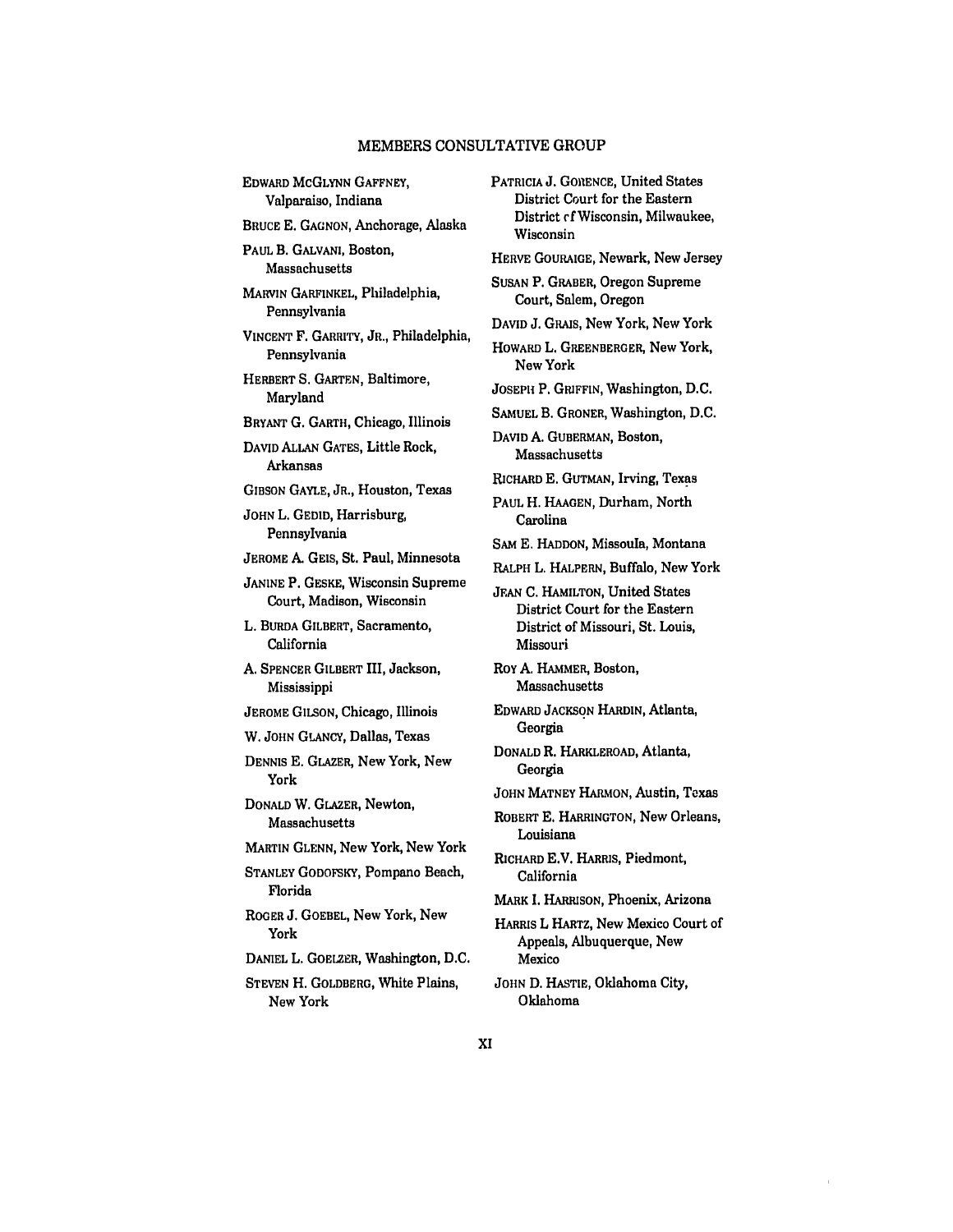## MEMBERS CONSULTATIVE GROUP

EDWARD McGLYNN GAFFNEY, Valparaiso, Indiana

BRUCE E. GAGNON, Anchorage, Alaska

PAUL B. GALVANI, Boston, Massachusetts

MARVIN GARFINKEL, Philadelphia, Pennsylvania

VINCENT F. GARRITY, JR., Philadelphia, Pennsylvania

HERBERT S. GARTEN, Baltimore, Maryland

BRYANT G. GARTH, Chicago, Illinois

DAVID ALLAN GATES, Little Rock, Arkansas

GIBSON GAYLE, JR., Houston, Texas

JOHN L. GEDID, Harrisburg, Pennsylvania

JEROME A. GEIS, St. Paul, Minnesota

JANINE P. GESKE, Wisconsin Supreme Court, Madison, Wisconsin

L. BURDA GILBERT, Sacramento, California

A. SPENCER GILBERT III, Jackson, Mississippi

JEROME GILSON, Chicago, Illinois

W. JOHN GLANCY, Dallas, Texas

DENNIS E. GLAZER, New York, New York

DONALD W. GLAZER, Newton, Massachusetts

MARTIN GLENN, New York, New York

STANLEY GODOFSKY, Pompano Beach, Florida

ROGER J. GOEBEL, New York, New York

DANIEL L. GOELZER, Washington, D.C.

STEVEN H. GOLDBERG, White Plains, New York

PATRICIA J. GORENCE, United States District Court for the Eastern District of Wisconsin, Milwaukee, Wisconsin

HERVE GOURAIGE, Newark, New Jersey

SUSAN P. GRABER, Oregon Supreme Court, Salem, Oregon

DAVID J. GRAIS, New York, New York

HOWARD L. GREENBERGER, New York, New York

JOSEPH P. GRIFFIN, Washington, D.C.

SAMUEL B. GRONER, Washington, D.C.

DAVID A. GUBERMAN, Boston, Massachusetts

RICHARD E. GUTMAN, Irving, Texas

PAUL H. HAAGEN, Durham, North Carolina

SAM E. HADDON, Missoula, Montana

RALPH L. HALPERN, Buffalo, New York

JEAN C. HAMILTON, United States District Court for the Eastern District of Missouri, St. Louis, Missouri

ROY A. HAMMER, Boston, Massachusetts

EDWARD JACKSON HARDIN, Atlanta, Georgia

DONALD R. HARKLEROAD, Atlanta, Georgia

JOHN MATNEY HARMON, Austin, Texas

ROBERT E. HARRINGTON, New Orleans, Louisiana

RICHARD E.V. HARRIS, Piedmont, California

MARK I. HARRISON, Phoenix, Arizona

HARRIS L HARTZ, New Mexico Court of Appeals, Albuquerque, New Mexico

JOHN D. HASTIE, Oklahoma City, Oklahoma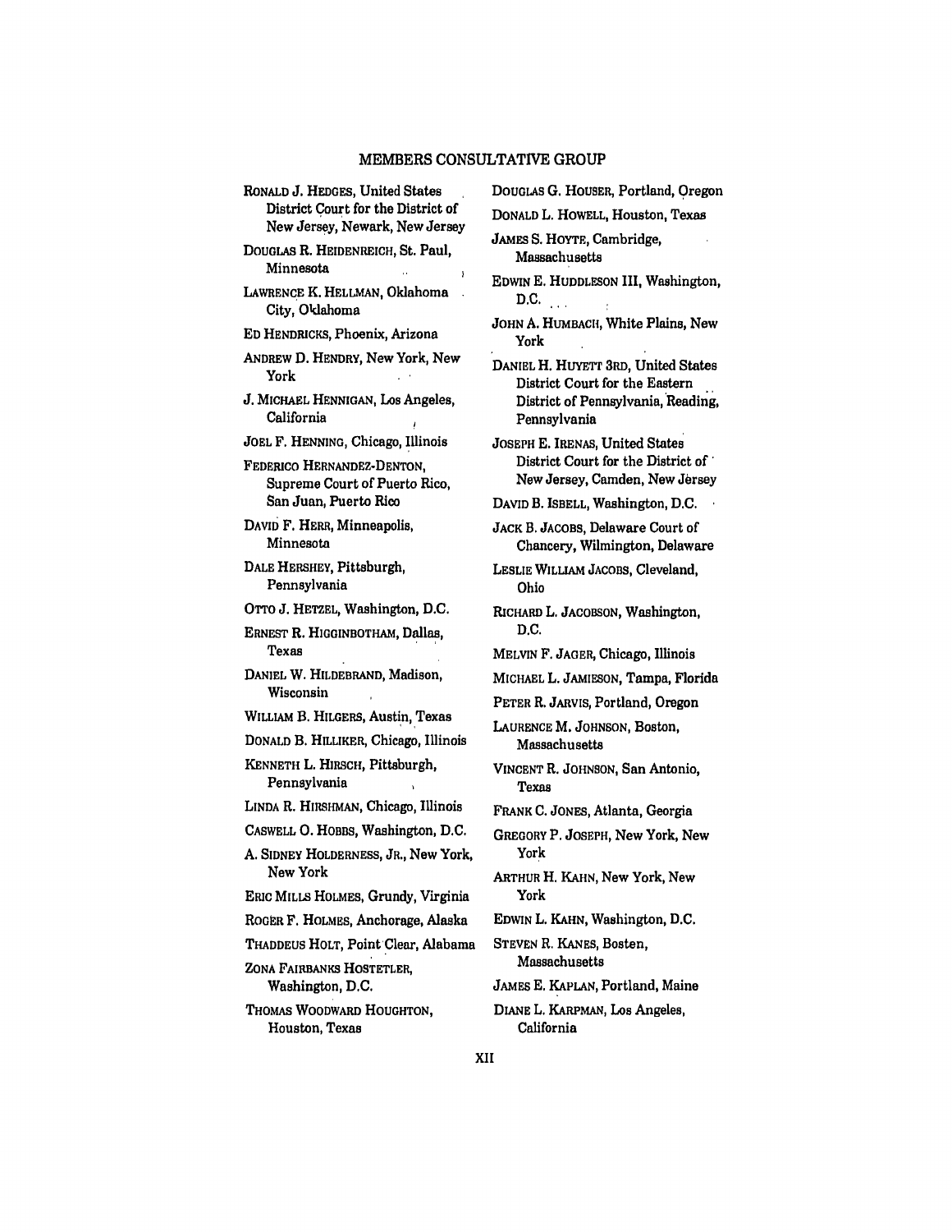## MEMBERS CONSULTATIVE GROUP

RONALD J. HEDGES, United States District Court for the District of New Jersey, Newark, New Jersey

DOUGLAS R. HEIDENREICH, St. Paul, Minnesota

LAWRENCE K. HELLMAN, Oklahoma City, Oklahoma

ED HENDRICKS, Phoenix, Arizona

ANDREW D. HENDRY, New York, New York

J. MICHAEL HENNIGAN, Los Angeles, California

JOEL F. HENNING, Chicago, Illinois

FEDERICO HERNANDEZ-DENTON, Supreme Court of Puerto Rico, San Juan, Puerto Rico

DAVID F. HERR, Minneapolis, Minnesota

DALE HERSHEY, Pittsburgh, Pennsylvania

OTTO J. HETZEL, Washington, D.C.

ERNEST R. HIGGINBOTHAM, Dallas, Texas

DANIEL W. HILDEBRAND, Madison, Wisconsin

WILLIAM B. HILGERS, Austin, Texas

DONALD B. HILLIKER, Chicago, Illinois

KENNETH L. HIRSCH, Pittsburgh, Pennsylvania

LINDA R. HIRSHMAN, Chicago, Illinois

CASWELL O. HOBBS, Washington, D.C.

A. SIDNEY HOLDERNESS, JR., New York, New York

ERIC MILLS HOLMES, Grundy, Virginia

ROGER F. HOLMES, Anchorage, Alaska

THADDEUS HOLT, Point Clear, Alabama

ZONA FAIRBANKS HOSTETLER, Washington, D.C.

THOMAS WOODWARD HOUGHTON, Houston, Texas

DOUGLAS G. HOUSER, Portland, Oregon

DONALD L. HOWELL, Houston, Texas

JAMES S. HOYTE, Cambridge, Massachusetts

EDWIN E. HUDDLESON III, Washington, D.C.

JOHN A. HUMBACH, White Plains, New York

DANIEL H. HUYETT 3RD, United States District Court for the Eastern District of Pennsylvania, Reading, Pennsylvania

JOSEPH E. IRENAS, United States District Court for the District of New Jersey, Camden, New Jersey

DAVID B. ISBELL, Washington, D.C.

JACK B. JACOBS, Delaware Court of Chancery, Wilmington, Delaware

LESLIE WILLIAM JACOBS, Cleveland, Ohio

RICHARD L. JACOBSON, Washington, D.C.

MELVIN F. JAGER, Chicago, Illinois

MICHAEL L. JAMIESON, Tampa, Florida

PETER R. JARVIS, Portland, Oregon

LAURENCE M. JOHNSON, Boston, Massachusetts

VINCENT R. JOHNSON, San Antonio, Texas

FRANK C. JONES, Atlanta, Georgia

GREGORY P. JOSEPH, New York, New York

ARTHUR H. KAHN, New York, New York

EDWIN L. KAHN, Washington, D.C.

STEVEN R. KANES, Bosten, Massachusetts

JAMES E. KAPLAN, Portland, Maine

DIANE L. KARPMAN, Los Angeles, California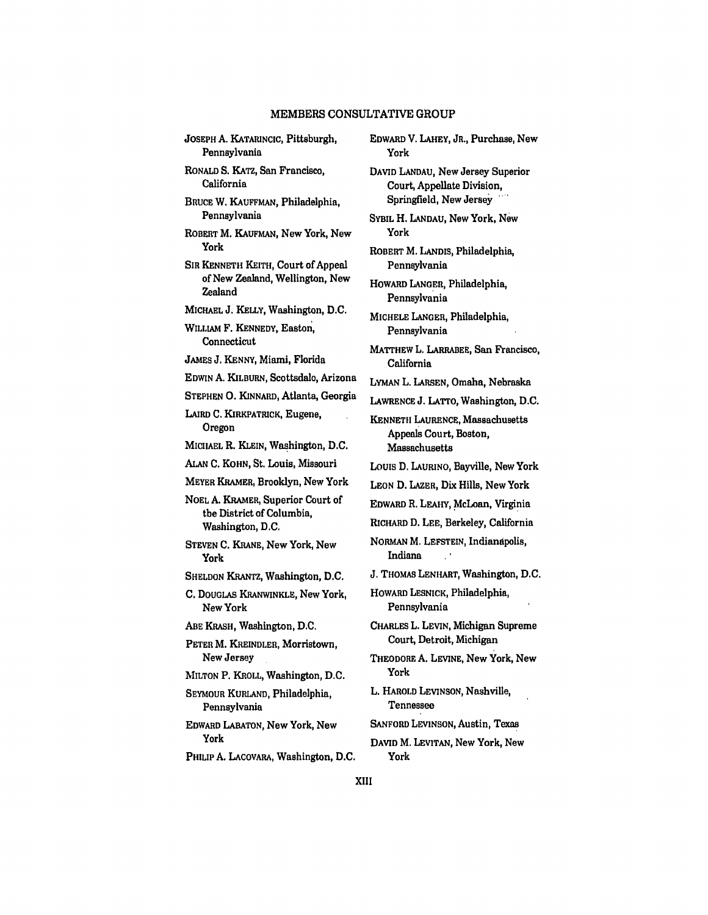## MEMBERS CONSULTATIVE GROUP

JOSEPH A. KATARINCIC, Pittsburgh, Pennsylvania

RONALD S. KATZ, San Francisco, California

BRUCE W. KAUFFMAN, Philadelphia, Pennsylvania

ROBERT M. KAUFMAN, New York, New York

SIR KENNETH KEITH, Court of Appeal of New Zealand, Wellington, New Zealand

MICHAEL J. KELLY, Washington, D.C.

WILLIAM F. KENNEDY, Easton, Connecticut

JAMES J. KENNY, Miami, Florida

EDWIN A. KILBURN, Scottsdalo, Arizona

STEPHEN O. KINNARD, Atlanta, Georgia

LAIRD C. KIRKPATRICK, Eugene, Oregon

MICHAEL R. KLEIN, Washington, D.C.

ALAN C. KOHN, St. Louis, Missouri

MEYER KRAMER, Brooklyn, New York

NOEL A. KRAMER, Superior Court of tbe District of Columbia, Washington, D.C.

STEVEN C. KRANE, New York, New York

SHELDON KRANTZ, Washington, D.C.

C. DOUGLAS KRANWINKLE, New York, New York

ABE KRASH, Washington, D.C.

PETER M. KREINDLER, Morristown, New Jersey

MILTON P. KROLL, Washington, D.C.

SEYMOUR KURLAND, Philadelphia, Pennsylvania

EDWARD LABATON, New York, New York

PHILIP A. LACOVARA, Washington, D.C.

EDWARD V. LAHEY, JR., Purchase, New York

DAVID LANDAU, New Jersey Superior Court, Appellate Division, Springfield, New Jersey

SYBIL H. LANDAU, New York, New York

ROBERT M. LANDIS, Philadelphia, Pennsylvania

HOWARD LANGER, Philadelphia, Pennsylvania

MICHELE LANGER, Philadelphia, Pennsylvania

MATTHEW L. LARRABEE, San Francisco, California

LYMAN L. LARSEN, Omaha, Nebraska

LAWRENCE J. LATTO, Washington, D.C.

KENNETH LAURENCE, Massachusetts Appeals Court, Boston, Massachusetts

LOUIS D. LAURINO, Bayville, New York

LEON D. LAZER, Dix Hills, New York

EDWARD R. LEAHY, McLoan, Virginia

RICHARD D. LEE, Berkeley, California

NORMAN M. LEFSTEIN, Indianápolis, Indiana

J. THOMAS LENHART, Washington, D.C.

HOWARD LESNICK, Philadelphia, Pennsylvania

CHARLES L. LEVIN, Michigan Supreme Court, Detroit, Michigan

THEODORE A. LEVINE, New York, New York

L. HAROLD LEVINSON, Nashville, Tennessee

SANFORD LEVINSON, Austin, Texas

DAVID M. LEVITAN, New York, New York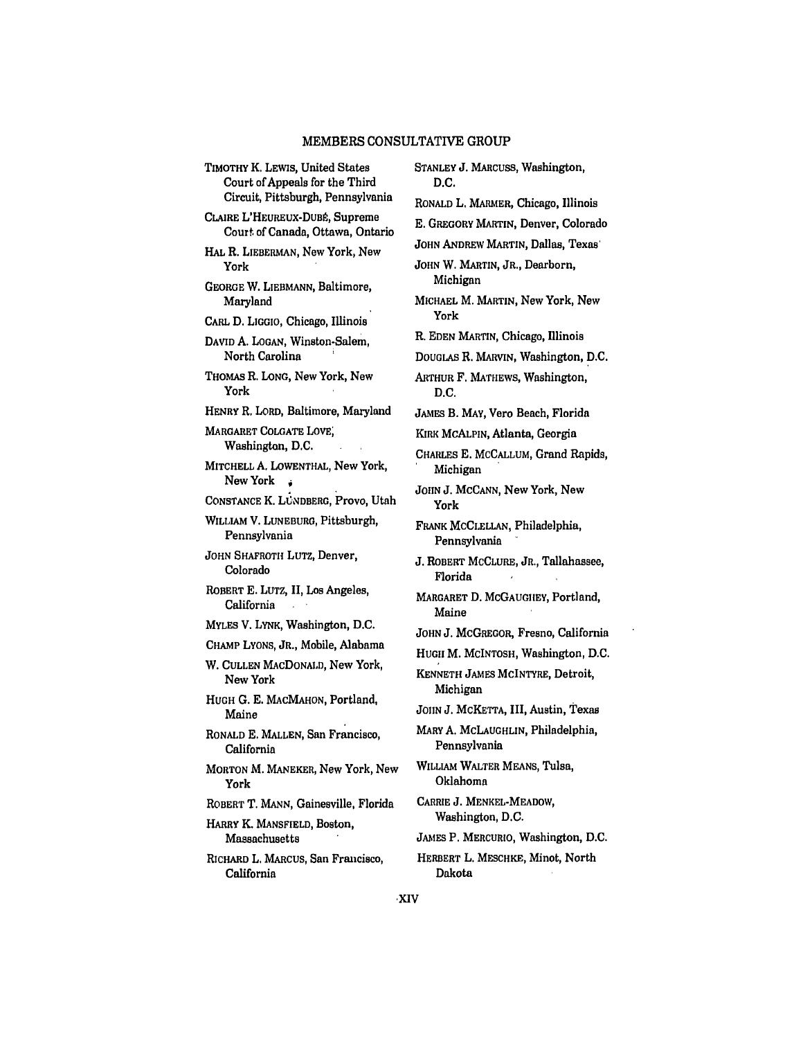## MEMBERS CONSULTATIVE GROUP

TIMOTHY K. LEWIS, United States Court of Appeals for the Third Circuit, Pittsburgh, Pennsylvania

CLAIRE L'HEUREUX-DUBÉ, Supreme Court of Canada, Ottawa, Ontario

HAL R. LIEBERMAN, New York, New York

GEORGE W. LIEBMANN, Baltimore, Maryland

CARL D. LIGGIO, Chicago, Illinois

DAVID A. LOGAN, Winston-Salem, North Carolina

THOMAS R. LONG, New York, New York

HENRY R. LORD, Baltimore, Maryland

MARGARET COLGATE LOVE, Washington, D.C.

MITCHELL A. LOWENTHAL, New York, New York

CONSTANCE K. LUNDBERG, Provo, Utah

WILLIAM V. LUNEBURG, Pittsburgh, Pennsylvania

JOHN SHAFROTH LUTZ, Denver, Colorado

ROBERT E. LUTZ, II, Los Angeles, California

MYLES V. LYNK, Washington, D.C.

CHAMP LYONS, JR., Mobile, Alabama

W. CULLEN MACDONALD, New York, New York

HUGH G. E. MACMAHON, Portland, Maine

RONALD E. MALLEN, San Francisco, California

MORTON M. MANEKER, New York, New York

ROBERT T. MANN, Gainesville, Florida

HARRY K. MANSFIELD, Boston, Massachusetts

RICHARD L. MARCUS, San Francisco, California

STANLEY J. MARCUSS, Washington, D.C.

RONALD L. MARMER, Chicago, Illinois

E. GREGORY MARTIN, Denver, Colorado

JOHN ANDREW MARTIN, Dallas, Texas

JOHN W. MARTIN, JR., Dearborn, Michigan

MICHAEL M. MARTIN, New York, New York

R. EDEN MARTIN, Chicago, Illinois

DOUGLAS R. MARVIN, Washington, D.C.

ARTHUR F. MATHEWS, Washington, D.C.

JAMES B. MAY, Vero Beach, Florida

KIRK MCALPIN, Atlanta, Georgia

CHARLES E. MCCALLUM, Grand Rapids, Michigan

JOHN J. MCCANN, New York, New York

FRANK MCCLELLAN, Philadelphia, Pennsylvania

J. ROBERT MCCLURE, JR., Tallahassee, Florida

MARGARET D. MCGAUGHEY, Portland, Maine

JOHN J. MCGREGOR, Fresno, California

HUGH M. MCINTOSH, Washington, D.C.

KENNETH JAMES MCINTYRE, Detroit, Michigan

JOHN J. MCKETTA, III, Austin, Texas

MARY A. MCLAUGHLIN, Philadelphia, Pennsylvania

WILLIAM WALTER MEANS, Tulsa, Oklahoma

CARRIE J. MENKEL-MEADOW, Washington, D.C.

JAMES P. MERCURIO, Washington, D.C.

HERBERT L. MESCHKE, Minot, North Dakota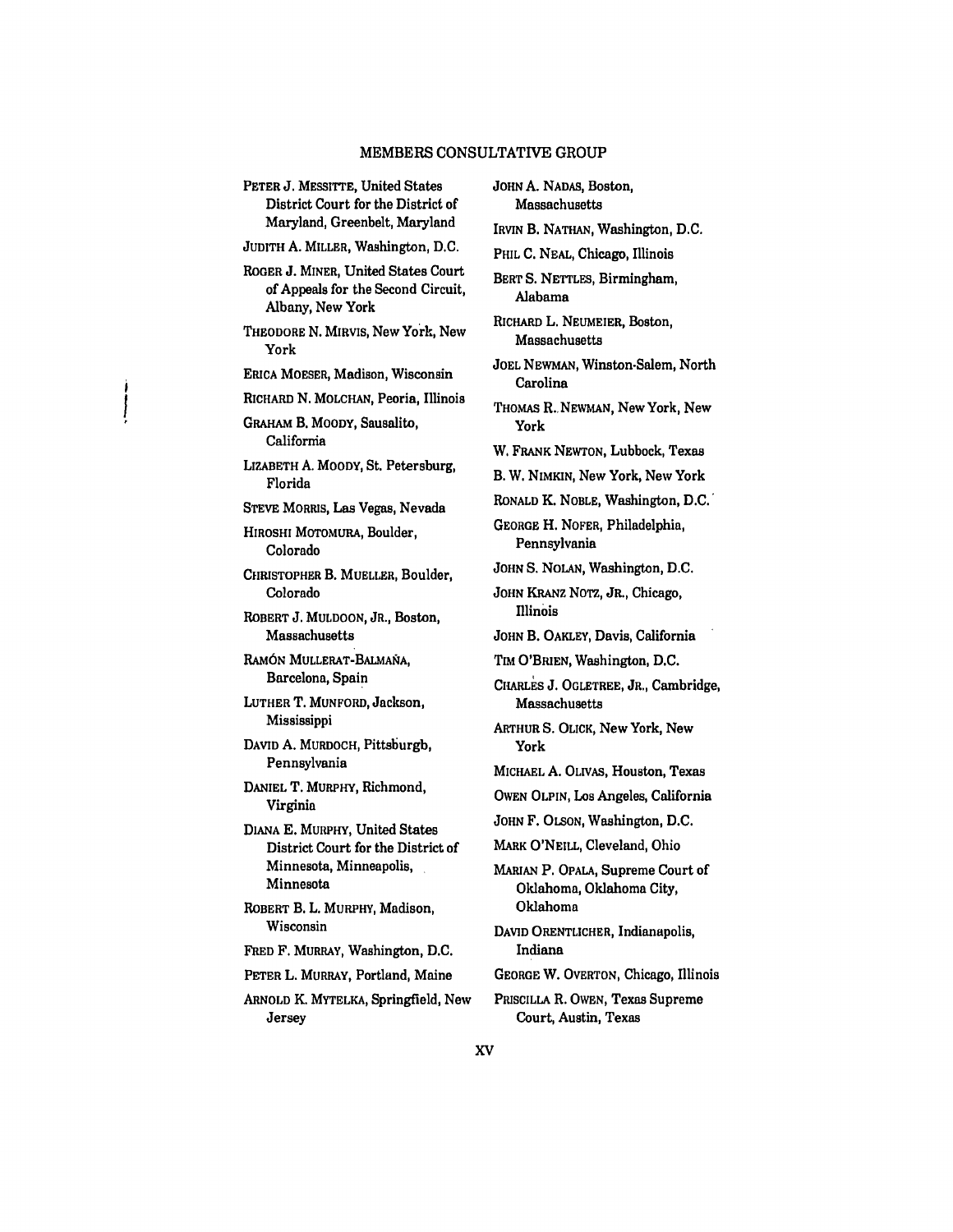## MEMBERS CONSULTATIVE GROUP

PETER J. MESSITTE, United States District Court for the District of Maryland, Greenbelt, Maryland

JUDITH A. MILLER, Washington, D.C.

ROGER J. MINER, United States Court of Appeals for the Second Circuit, Albany, New York

THEODORE N. MIRVIS, New York, New York

ERICA MOESER, Madison, Wisconsin

RICHARD N. MOLCHAN, Peoria, Illinois

GRAHAM B. MOODY, Sausalito, California

LIZABETH A. MOODY, St. Petersburg, Florida

STEVE MORRIS, Las Vegas, Nevada

HIROSHI MOTOMURA, Boulder, Colorado

CHRISTOPHER B. MUELLER, Boulder, Colorado

ROBERT J. MULDOON, JR., Boston, Massachusetts

RAMÓN MULLERAT-BALMAÑA, Barcelona, Spain

LUTHER T. MUNFORD, Jackson, Mississippi

DAVID A. MURDOCH, Pittsburgb, Pennsylvania

DANIEL T. MURPHY, Richmond, Virginia

DIANA E. MURPHY, United States District Court for the District of Minnesota, Minneapolis, Minnesota

ROBERT B. L. MURPHY, Madison, Wisconsin

FRED F. MURRAY, Washington, D.C.

PETER L. MURRAY, Portland, Maine

ARNOLD K. MYTELKA, Springfield, New Jersey

JOHN A. NADAS, Boston, Massachusetts

IRVIN B. NATHAN, Washington, D.C.

PHIL C. NEAL, Chicago, Illinois

BERT S. NETTLES, Birmingham, Alabama

RICHARD L. NEUMEIER, Boston, Massachusetts

JOEL NEWMAN, Winston-Salem, North Carolina

THOMAS R. NEWMAN, New York, New York

W. FRANK NEWTON, Lubbock, Texas

B. W. NIMKIN, New York, New York

RONALD K. NOBLE, Washington, D.C.

GEORGE H. NOFER, Philadelphia, Pennsylvania

JOHN S. NOLAN, Washington, D.C.

JOHN KRANZ NOTZ, JR., Chicago, Illinois

JOHN B. OAKLEY, Davis, California

TIM O'BRIEN, Washington, D.C.

CHARLES J. OGLETREE, JR., Cambridge, Massachusetts

ARTHUR S. OLICK, New York, New York

MICHAEL A. OLIVAS, Houston, Texas

OWEN OLPIN, Los Angeles, California

JOHN F. OLSON, Washington, D.C.

MARK O'NEILL, Cleveland, Ohio

MARIAN P. OPALA, Supreme Court of Oklahoma, Oklahoma City, Oklahoma

DAVID ORENTLICHER, Indianapolis, Indiana

GEORGE W. OVERTON, Chicago, Illinois

PRISCILLA R. OWEN, Texas Supreme Court, Austin, Texas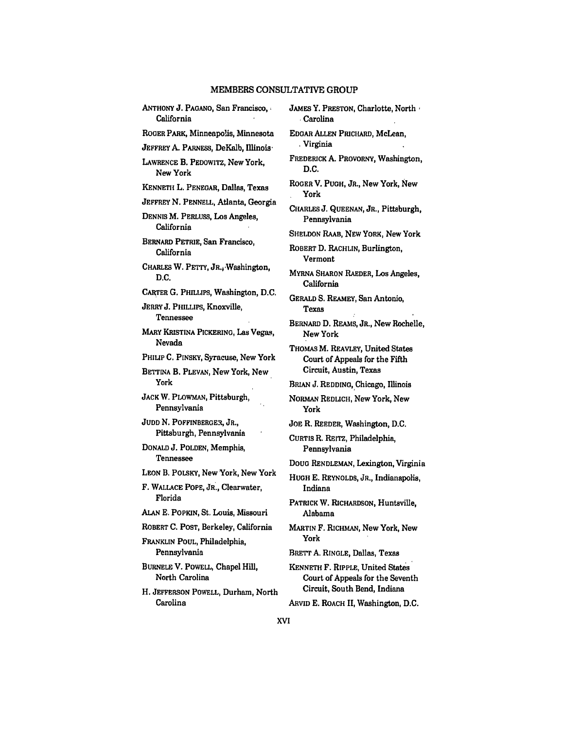## MEMBERS CONSULTATIVE GROUP

ANTHONY J. PAGANO, San Francisco, California

ROGER PARK, Minneapolis, Minnesota

JEFFREY A. PARNESS, DeKalb, Illinois

LAWRENCE B. PEDOWITZ, New York, New York

KENNETH L. PENEGAR, Dallas, Texas

JEFFREY N. PENNELL, Atlanta, Georgia

DENNIS M. PERLUSS, Los Angeles, California

BERNARD PETRIE, San Francisco, California

CHARLES W. PETTY, JR., Washington, D.C.

CARTER G. PHILLIPS, Washington, D.C.

JERRY J. PHILLIPS, Knoxville, Tennessee

MARY KRISTINA PICKERING, Las Vegas, Nevada

PHILIP C. PINSKY, Syracuse, New York

BETTINA B. PLEVAN, New York, New York

JACK W. PLOWMAN, Pittsburgh, Pennsylvania

JUDD N. POFFINBERGER, JR., Pittsburgh, Pennsylvania

DONALD J. POLDEN, Memphis, Tennessee

LEON B. POLSKY, New York, New York

F. WALLACE POPE, JR., Clearwater, Florida

ALAN E. POPKIN, St. Louis, Missouri

ROBERT C. POST, Berkeley, California

FRANKLIN POUL, Philadelphia, Pennsylvania

BURNELE V. POWELL, Chapel Hill, North Carolina

H. JEFFERSON POWELL, Durham, North Carolina

JAMES Y. PRESTON, Charlotte, North Carolina

EDGAR ALLEN PRICHARD, McLean, Virginia

FREDERICK A. PROVORNY, Washington, D.C.

ROGER V. PUGH, JR., New York, New York

CHARLES J. QUEENAN, JR., Pittsburgh, Pennsylvania

SHELDON RAAB, NEW YORK, New York

ROBERT D. RACHLIN, Burlington, Vermont

MYRNA SHARON RAEDER, Los Angeles, California

GERALD S. REAMEY, San Antonio, Texas

BERNARD D. REAMS, JR., New Rochelle, New York

THOMAS M. REAVLEY, United States Court of Appeals for the Fifth Circuit, Austin, Texas

BRIAN J. REDDING, Chicago, Illinois

NORMAN REDLICH, New York, New York

JOE R. REEDER, Washington, D.C.

CURTIS R. REITZ, Philadelphia, Pennsylvania

DOUG RENDLEMAN, Lexington, Virginia

HUGH E. REYNOLDS, JR., Indianapolis, Indiana

PATRICK W. RICHARDSON, Huntsville, Alabama

MARTIN F. RICHMAN, New York, New York

BRETT A. RINGLE, Dallas, Texas

KENNETH F. RIPPLE, United States Court of Appeals for the Seventh Circuit, South Bend, Indiana

ARVID E. ROACH II, Washington, D.C.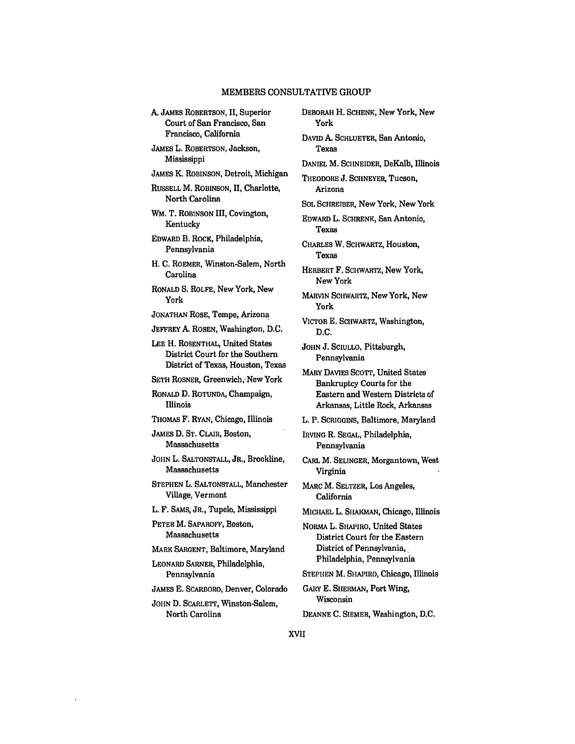## MEMBERS CONSULTATIVE GROUP

A. JAMES ROBERTSON, II, Superior Court of San Francisco, San Francisco, California

JAMES L. ROBERTSON, Jackson, Mississippi

JAMES K. ROBINSON, Detroit, Michigan

RUSSELL M. ROBINSON, II, Charlotte, North Carolina

WM. T. ROBINSON III, Covington, Kentucky

EDWARD B. ROCK, Philadelphia, Pennsylvania

H. C. ROEMER, Winston-Salem, North Carolina

RONALD S. ROLFE, New York, New York

JONATHAN ROSE, Tempe, Arizona

JEFFREY A. ROSEN, Washington, D.C.

LEE H. ROSENTHAL, United States District Court for the Southern District of Texas, Houston, Texas

SETH ROSNER, Greenwich, New York

RONALD D. ROTUNDA, Champaign, Illinois

THOMAS F. RYAN, Chicago, Illinois

JAMES D. ST. CLAIR, Boston, Massachusetts

JOHN L. SALTONSTALL, JR., Brookline, Massachusetts

STEPHEN L. SALTONSTALL, Manchester Village, Vermont

L. F. SAMS, JR., Tupelo, Mississippi

PETER M. SAPAROFF, Boston, Massachusetts

MARK SARGENT, Baltimore, Maryland

LEONARD SARNER, Philadelphia, Pennsylvania

JAMES E. SCARBORO, Denver, Colorado

JOHN D. SCARLETT, Winston-Salem, North Carolina

DEBORAH H. SCHENK, New York, New York

DAVID A. SCHLUETER, San Antonio, Texas

DANIEL M. SCHNEIDER, DeKalb, Illinois

THEODORE J. SCHNEYER, Tucson, Arizona

SOL SCHREIBER, New York, New York

EDWARD L. SCHRENK, San Antonio, Texas

CHARLES W. SCHWARTZ, Houston, Texas

HERBERT F. SCHWARTZ, New York, New York

MARVIN SCHWARTZ, New York, New York

VICTOR E. SCHWARTZ, Washington, D.C.

JOHN J. SCIULLO, Pittsburgh, Pennsylvania

MARY DAVIES SCOTT, United States Bankruptcy Courts for the Eastern and Western Districts of Arkansas, Little Rock, Arkansas

L. P. SCRIGGINS, Baltimore, Maryland

IRVING R. SEGAL, Philadelphia, Pennsylvania

CARL M. SELINGER, Morgantown, West Virginia

MARC M. SELTZER, Los Angeles, California

MICHAEL L. SHAKMAN, Chicago, Illinois

NORMA L. SHAPIRO, United States District Court for the Eastern District of Pennsylvania, Philadelphia, Pennsylvania

STEPHEN M. SHAPIRO, Chicago, Illinois

GARY E. SHERMAN, Port Wing, Wisconsin

DEANNE C. SIEMER, Washington, D.C.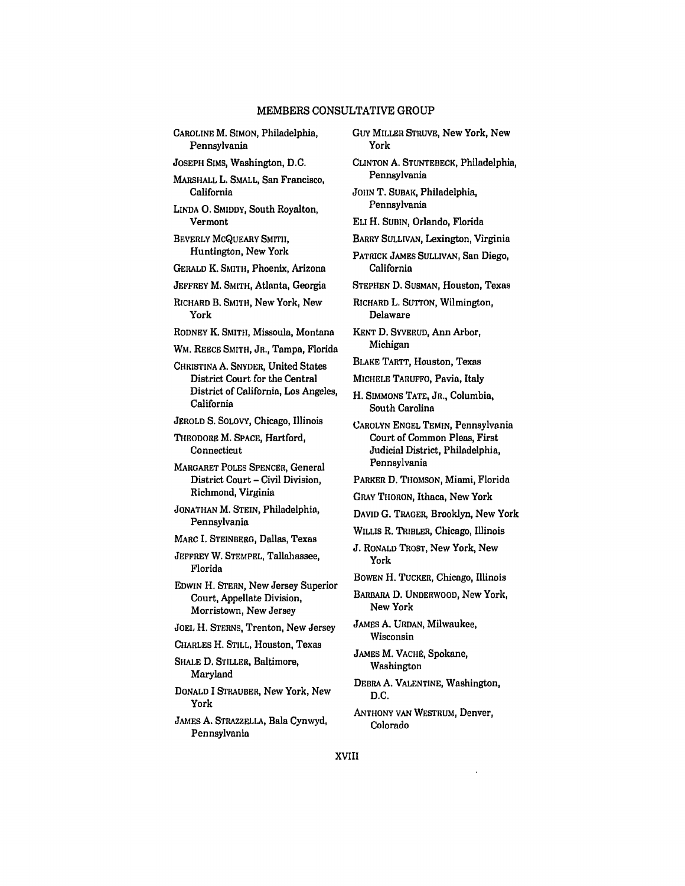## MEMBERS CONSULTATIVE GROUP

CAROLINE M. SIMON, Philadelphia, Pennsylvania

JOSEPH SIMS, Washington, D.C.

MARSHALL L. SMALL, San Francisco, California

LINDA O. SMIDDY, South Royalton, Vermont

BEVERLY MCQUEARY SMITH, Huntington, New York

GERALD K. SMITH, Phoenix, Arizona

JEFFREY M. SMITH, Atlanta, Georgia

RICHARD B. SMITH, New York, New York

RODNEY K. SMITH, Missoula, Montana

WM. REECE SMITH, JR., Tampa, Florida

CHRISTINA A. SNYDER, United States District Court for the Central District of California, Los Angeles, California

JEROLD S. SOLOVY, Chicago, Illinois

THEODORE M. SPACE, Hartford, Connecticut

MARGARET POLES SPENCER, General District Court – Civil Division, Richmond, Virginia

JONATHAN M. STEIN, Philadelphia, Pennsylvania

MARC I. STEINBERG, Dallas, Texas

JEFFREY W. STEMPEL, Tallahassee, Florida

EDWIN H. STERN, New Jersey Superior Court, Appellate Division, Morristown, New Jersey

JOEL H. STERNS, Trenton, New Jersey

CHARLES H. STILL, Houston, Texas

SHALE D. STILLER, Baltimore, Maryland

DONALD I STRAUBER, New York, New York

JAMES A. STRAZZELLA, Bala Cynwyd, Pennsylvania

GUY MILLER STRUVE, New York, New York

CLINTON A. STUNTEBECK, Philadelphia, Pennsylvania

JOHN T. SUBAK, Philadelphia, Pennsylvania

ELI H. SUBIN, Orlando, Florida

BARRY SULLIVAN, Lexington, Virginia

PATRICK JAMES SULLIVAN, San Diego, California

STEPHEN D. SUSMAN, Houston, Texas

RICHARD L. SUTTON, Wilmington, Delaware

KENT D. SYVERUD, Ann Arbor, Michigan

BLAKE TARTT, Houston, Texas

MICHELE TARUFFO, Pavia, Italy

H. SIMMONS TATE, JR., Columbia, South Carolina

CAROLYN ENGEL TEMIN, Pennsylvania Court of Common Pleas, First Judicial District, Philadelphia, Pennsylvania

PARKER D. THOMSON, Miami, Florida

GRAY THORON, Ithaca, New York

DAVID G. TRAGER, Brooklyn, New York

WILLIS R. TRIBLER, Chicago, Illinois

J. RONALD TROST, New York, New York

BOWEN H. TUCKER, Chicago, Illinois

BARBARA D. UNDERWOOD, New York, New York

JAMES A. URDAN, Milwaukee, Wisconsin

JAMES M. VACHÉ, Spokane, Washington

DEBRA A. VALENTINE, Washington, D.C.

ANTHONY VAN WESTRUM, Denver, Colorado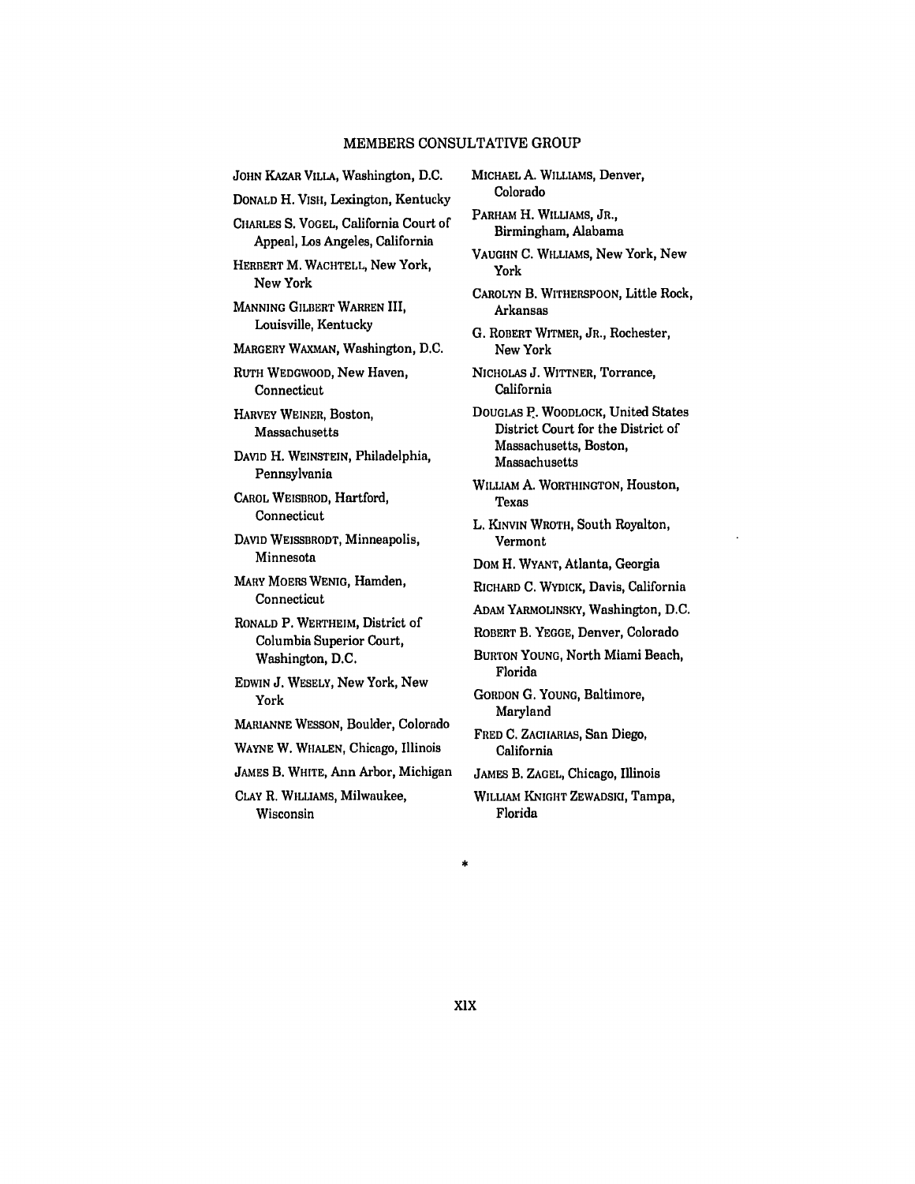## MEMBERS CONSULTATIVE GROUP

JOHN KAZAR VILLA, Washington, D.C.

DONALD H. VISH, Lexington, Kentucky

CHARLES S. VOGEL, California Court of Appeal, Los Angeles, California

HERBERT M. WACHTELL, New York, New York

MANNING GILBERT WARREN III, Louisville, Kentucky

MARGERY WAXMAN, Washington, D.C.

RUTH WEDGWOOD, New Haven, Connecticut

HARVEY WEINER, Boston, Massachusetts

DAVID H. WEINSTEIN, Philadelphia, Pennsylvania

CAROL WEISBROD, Hartford, Connecticut

DAVID WEISSBRODT, Minneapolis, Minnesota

MARY MOERS WENIG, Hamden, Connecticut

RONALD P. WERTHEIM, District of Columbia Superior Court, Washington, D.C.

EDWIN J. WESELY, New York, New York

MARIANNE WESSON, Boulder, Colorado

WAYNE W. WHALEN, Chicago, Illinois

JAMES B. WHITE, Ann Arbor, Michigan

CLAY R. WILLIAMS, Milwaukee, Wisconsin

MICHAEL A. WILLIAMS, Denver, Colorado

PARHAM H. WILLIAMS, JR., Birmingham, Alabama

VAUGHN C. WILLIAMS, New York, New York

CAROLYN B. WITHERSPOON, Little Rock, Arkansas

G. ROBERT WITMER, JR., Rochester, New York

NICHOLAS J. WITTNER, Torrance, California

DOUGLAS P. WOODLOCK, United States District Court for the District of Massachusetts, Boston, Massachusetts

WILLIAM A. WORTHINGTON, Houston, Texas

L. KINVIN WROTH, South Royalton, Vermont

DOM H. WYANT, Atlanta, Georgia

RICHARD C. WYDICK, Davis, California

ADAM YARMOLINSKY, Washington, D.C.

ROBERT B. YEGGE, Denver, Colorado

BURTON YOUNG, North Miami Beach, Florida

GORDON G. YOUNG, Baltimore, Maryland

FRED C. ZACHARIAS, San Diego, California

JAMES B. ZAGEL, Chicago, Illinois

WILLIAM KNIGHT ZEWADSKI, Tampa, Florida

*